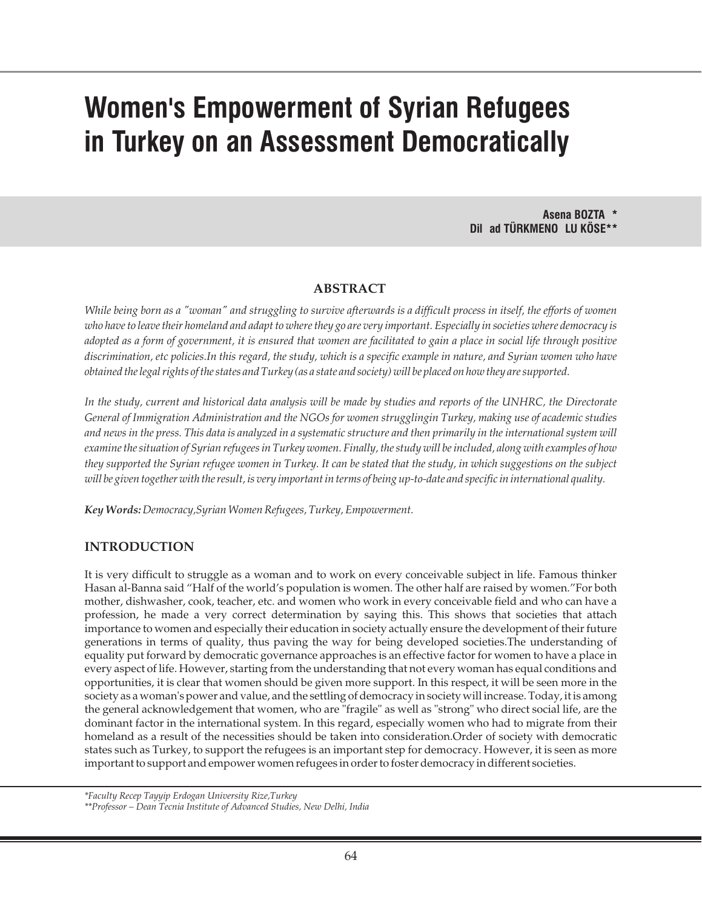# Women's Empowerment of Syrian Refugees in Turkey on an Assessment Democratically

**Asena BOZTA \***
**Dil ad TÜRKMENO LU KÖSE\*\***

## ABSTRACT

*While being born as a "woman" and struggling to survive afterwards is a difficult process in itself, the efforts of women who have to leave their homeland and adapt to where they go are very important. Especially in societies where democracy is adopted as a form of government, it is ensured that women are facilitated to gain a place in social life through positive discrimination, etc policies.In this regard, the study, which is a specific example in nature, and Syrian women who have obtained the legal rights of the states and Turkey (as a state and society) will be placed on how they are supported.*

*In the study, current and historical data analysis will be made by studies and reports of the UNHRC, the Directorate General of Immigration Administration and the NGOs for women strugglingin Turkey, making use of academic studies and news in the press. This data is analyzed in a systematic structure and then primarily in the international system will examine the situation of Syrian refugees in Turkey women. Finally, the study will be included, along with examples of how they supported the Syrian refugee women in Turkey. It can be stated that the study, in which suggestions on the subject will be given together with the result, is very important in terms of being up-to-date and specific in international quality.*

***Key Words:*** *Democracy,Syrian Women Refugees, Turkey, Empowerment.*

## INTRODUCTION

It is very difficult to struggle as a woman and to work on every conceivable subject in life. Famous thinker Hasan al-Banna said "Half of the world's population is women. The other half are raised by women."For both mother, dishwasher, cook, teacher, etc. and women who work in every conceivable field and who can have a profession, he made a very correct determination by saying this. This shows that societies that attach importance to women and especially their education in society actually ensure the development of their future generations in terms of quality, thus paving the way for being developed societies.The understanding of equality put forward by democratic governance approaches is an effective factor for women to have a place in every aspect of life. However, starting from the understanding that not every woman has equal conditions and opportunities, it is clear that women should be given more support. In this respect, it will be seen more in the society as a woman's power and value, and the settling of democracy in society will increase. Today, it is among the general acknowledgement that women, who are "fragile" as well as "strong" who direct social life, are the dominant factor in the international system. In this regard, especially women who had to migrate from their homeland as a result of the necessities should be taken into consideration.Order of society with democratic states such as Turkey, to support the refugees is an important step for democracy. However, it is seen as more important to support and empower women refugees in order to foster democracy in different societies.

*\*Faculty Recep Tayyip Erdogan University Rize,Turkey*
*\*\*Professor – Dean Tecnia Institute of Advanced Studies, New Delhi, India*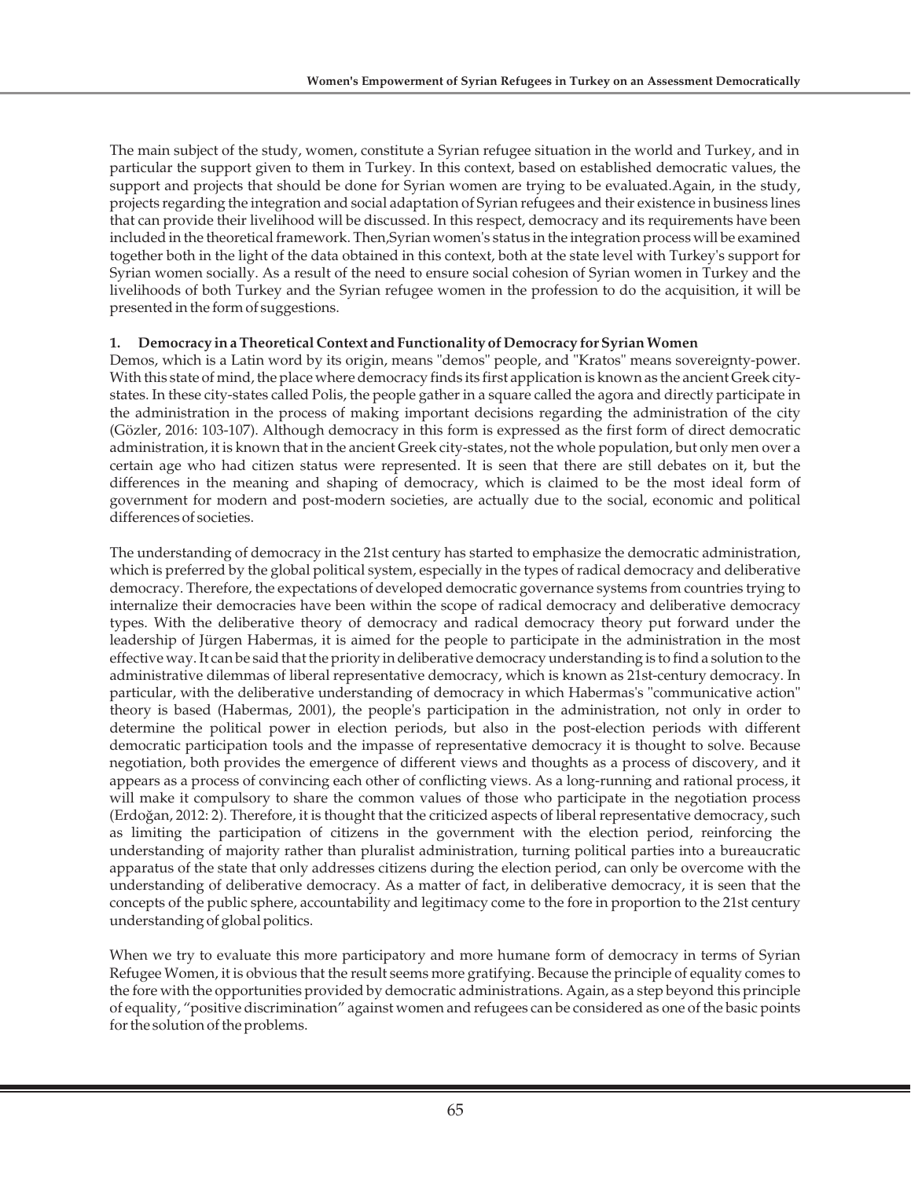The main subject of the study, women, constitute a Syrian refugee situation in the world and Turkey, and in particular the support given to them in Turkey. In this context, based on established democratic values, the support and projects that should be done for Syrian women are trying to be evaluated.Again, in the study, projects regarding the integration and social adaptation of Syrian refugees and their existence in business lines that can provide their livelihood will be discussed. In this respect, democracy and its requirements have been included in the theoretical framework. Then,Syrian women's status in the integration process will be examined together both in the light of the data obtained in this context, both at the state level with Turkey's support for Syrian women socially. As a result of the need to ensure social cohesion of Syrian women in Turkey and the livelihoods of both Turkey and the Syrian refugee women in the profession to do the acquisition, it will be presented in the form of suggestions.

## 1. Democracy in a Theoretical Context and Functionality of Democracy for Syrian Women

Demos, which is a Latin word by its origin, means "demos" people, and "Kratos" means sovereignty-power. With this state of mind, the place where democracy finds its first application is known as the ancient Greek city-states. In these city-states called Polis, the people gather in a square called the agora and directly participate in the administration in the process of making important decisions regarding the administration of the city (Gözler, 2016: 103-107). Although democracy in this form is expressed as the first form of direct democratic administration, it is known that in the ancient Greek city-states, not the whole population, but only men over a certain age who had citizen status were represented. It is seen that there are still debates on it, but the differences in the meaning and shaping of democracy, which is claimed to be the most ideal form of government for modern and post-modern societies, are actually due to the social, economic and political differences of societies.

The understanding of democracy in the 21st century has started to emphasize the democratic administration, which is preferred by the global political system, especially in the types of radical democracy and deliberative democracy. Therefore, the expectations of developed democratic governance systems from countries trying to internalize their democracies have been within the scope of radical democracy and deliberative democracy types. With the deliberative theory of democracy and radical democracy theory put forward under the leadership of Jürgen Habermas, it is aimed for the people to participate in the administration in the most effective way. It can be said that the priority in deliberative democracy understanding is to find a solution to the administrative dilemmas of liberal representative democracy, which is known as 21st-century democracy. In particular, with the deliberative understanding of democracy in which Habermas's "communicative action" theory is based (Habermas, 2001), the people's participation in the administration, not only in order to determine the political power in election periods, but also in the post-election periods with different democratic participation tools and the impasse of representative democracy it is thought to solve. Because negotiation, both provides the emergence of different views and thoughts as a process of discovery, and it appears as a process of convincing each other of conflicting views. As a long-running and rational process, it will make it compulsory to share the common values of those who participate in the negotiation process (Erdoğan, 2012: 2). Therefore, it is thought that the criticized aspects of liberal representative democracy, such as limiting the participation of citizens in the government with the election period, reinforcing the understanding of majority rather than pluralist administration, turning political parties into a bureaucratic apparatus of the state that only addresses citizens during the election period, can only be overcome with the understanding of deliberative democracy. As a matter of fact, in deliberative democracy, it is seen that the concepts of the public sphere, accountability and legitimacy come to the fore in proportion to the 21st century understanding of global politics.

When we try to evaluate this more participatory and more humane form of democracy in terms of Syrian Refugee Women, it is obvious that the result seems more gratifying. Because the principle of equality comes to the fore with the opportunities provided by democratic administrations. Again, as a step beyond this principle of equality, "positive discrimination" against women and refugees can be considered as one of the basic points for the solution of the problems.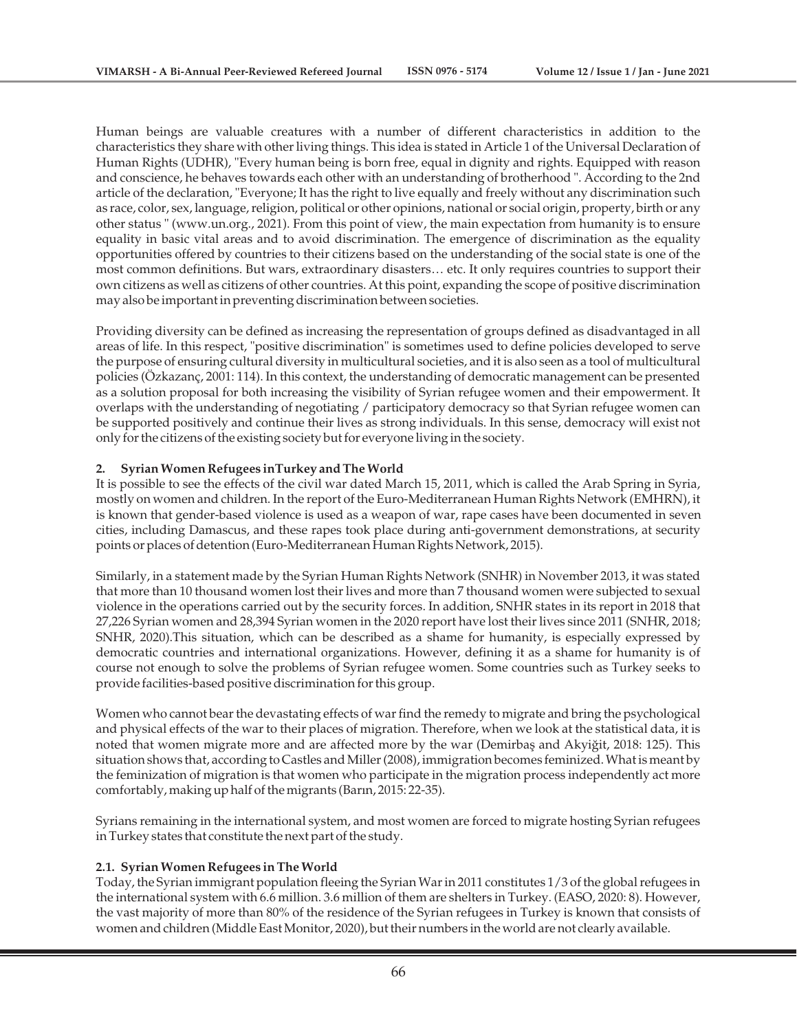Human beings are valuable creatures with a number of different characteristics in addition to the characteristics they share with other living things. This idea is stated in Article 1 of the Universal Declaration of Human Rights (UDHR), "Every human being is born free, equal in dignity and rights. Equipped with reason and conscience, he behaves towards each other with an understanding of brotherhood ". According to the 2nd article of the declaration, "Everyone; It has the right to live equally and freely without any discrimination such as race, color, sex, language, religion, political or other opinions, national or social origin, property, birth or any other status " (www.un.org., 2021). From this point of view, the main expectation from humanity is to ensure equality in basic vital areas and to avoid discrimination. The emergence of discrimination as the equality opportunities offered by countries to their citizens based on the understanding of the social state is one of the most common definitions. But wars, extraordinary disasters… etc. It only requires countries to support their own citizens as well as citizens of other countries. At this point, expanding the scope of positive discrimination may also be important in preventing discrimination between societies.

Providing diversity can be defined as increasing the representation of groups defined as disadvantaged in all areas of life. In this respect, "positive discrimination" is sometimes used to define policies developed to serve the purpose of ensuring cultural diversity in multicultural societies, and it is also seen as a tool of multicultural policies (Özkazanç, 2001: 114). In this context, the understanding of democratic management can be presented as a solution proposal for both increasing the visibility of Syrian refugee women and their empowerment. It overlaps with the understanding of negotiating / participatory democracy so that Syrian refugee women can be supported positively and continue their lives as strong individuals. In this sense, democracy will exist not only for the citizens of the existing society but for everyone living in the society.

## 2. Syrian Women Refugees inTurkey and The World

It is possible to see the effects of the civil war dated March 15, 2011, which is called the Arab Spring in Syria, mostly on women and children. In the report of the Euro-Mediterranean Human Rights Network (EMHRN), it is known that gender-based violence is used as a weapon of war, rape cases have been documented in seven cities, including Damascus, and these rapes took place during anti-government demonstrations, at security points or places of detention (Euro-Mediterranean Human Rights Network, 2015).

Similarly, in a statement made by the Syrian Human Rights Network (SNHR) in November 2013, it was stated that more than 10 thousand women lost their lives and more than 7 thousand women were subjected to sexual violence in the operations carried out by the security forces. In addition, SNHR states in its report in 2018 that 27,226 Syrian women and 28,394 Syrian women in the 2020 report have lost their lives since 2011 (SNHR, 2018; SNHR, 2020).This situation, which can be described as a shame for humanity, is especially expressed by democratic countries and international organizations. However, defining it as a shame for humanity is of course not enough to solve the problems of Syrian refugee women. Some countries such as Turkey seeks to provide facilities-based positive discrimination for this group.

Women who cannot bear the devastating effects of war find the remedy to migrate and bring the psychological and physical effects of the war to their places of migration. Therefore, when we look at the statistical data, it is noted that women migrate more and are affected more by the war (Demirbaş and Akyiğit, 2018: 125). This situation shows that, according to Castles and Miller (2008), immigration becomes feminized. What is meant by the feminization of migration is that women who participate in the migration process independently act more comfortably, making up half of the migrants (Barın, 2015: 22-35).

Syrians remaining in the international system, and most women are forced to migrate hosting Syrian refugees in Turkey states that constitute the next part of the study.

### 2.1. Syrian Women Refugees in The World

Today, the Syrian immigrant population fleeing the Syrian War in 2011 constitutes 1/3 of the global refugees in the international system with 6.6 million. 3.6 million of them are shelters in Turkey. (EASO, 2020: 8). However, the vast majority of more than 80% of the residence of the Syrian refugees in Turkey is known that consists of women and children (Middle East Monitor, 2020), but their numbers in the world are not clearly available.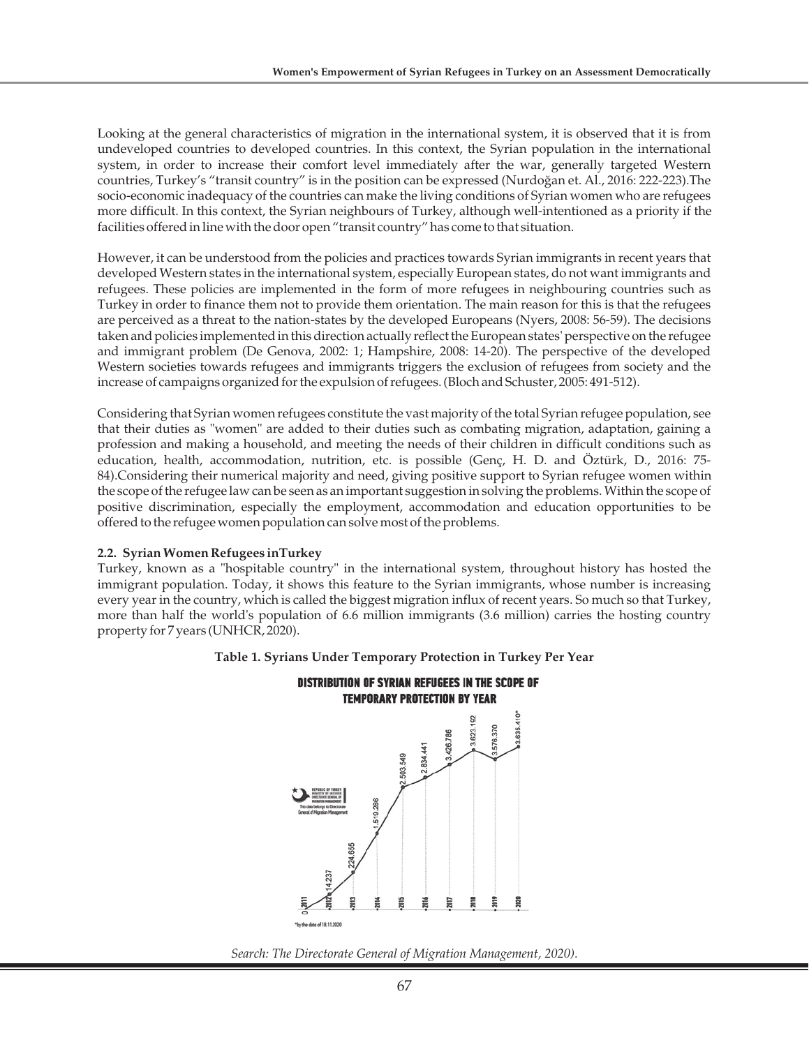Looking at the general characteristics of migration in the international system, it is observed that it is from undeveloped countries to developed countries. In this context, the Syrian population in the international system, in order to increase their comfort level immediately after the war, generally targeted Western countries, Turkey's "transit country" is in the position can be expressed (Nurdoğan et. Al., 2016: 222-223).The socio-economic inadequacy of the countries can make the living conditions of Syrian women who are refugees more difficult. In this context, the Syrian neighbours of Turkey, although well-intentioned as a priority if the facilities offered in line with the door open "transit country" has come to that situation.

However, it can be understood from the policies and practices towards Syrian immigrants in recent years that developed Western states in the international system, especially European states, do not want immigrants and refugees. These policies are implemented in the form of more refugees in neighbouring countries such as Turkey in order to finance them not to provide them orientation. The main reason for this is that the refugees are perceived as a threat to the nation-states by the developed Europeans (Nyers, 2008: 56-59). The decisions taken and policies implemented in this direction actually reflect the European states' perspective on the refugee and immigrant problem (De Genova, 2002: 1; Hampshire, 2008: 14-20). The perspective of the developed Western societies towards refugees and immigrants triggers the exclusion of refugees from society and the increase of campaigns organized for the expulsion of refugees. (Bloch and Schuster, 2005: 491-512).

Considering that Syrian women refugees constitute the vast majority of the total Syrian refugee population, see that their duties as "women" are added to their duties such as combating migration, adaptation, gaining a profession and making a household, and meeting the needs of their children in difficult conditions such as education, health, accommodation, nutrition, etc. is possible (Genç, H. D. and Öztürk, D., 2016: 75-84).Considering their numerical majority and need, giving positive support to Syrian refugee women within the scope of the refugee law can be seen as an important suggestion in solving the problems. Within the scope of positive discrimination, especially the employment, accommodation and education opportunities to be offered to the refugee women population can solve most of the problems.

### 2.2. Syrian Women Refugees inTurkey

Turkey, known as a "hospitable country" in the international system, throughout history has hosted the immigrant population. Today, it shows this feature to the Syrian immigrants, whose number is increasing every year in the country, which is called the biggest migration influx of recent years. So much so that Turkey, more than half the world's population of 6.6 million immigrants (3.6 million) carries the hosting country property for 7 years (UNHCR, 2020).

**Table 1. Syrians Under Temporary Protection in Turkey Per Year**

**DISTRIBUTION OF SYRIAN REFUGEES IN THE SCOPE OF TEMPORARY PROTECTION BY YEAR**

| Year | Number |
|---|---|
| 2011 | 0 |
| 2012 | 14.237 |
| 2013 | 224.655 |
| 2014 | 1.519.286 |
| 2015 | 2.503.549 |
| 2016 | 2.834.441 |
| 2017 | 3.426.786 |
| 2018 | 3.623.192 |
| 2019 | 3.576.370 |
| 2020 | 3.635.410* |

REPUBLIC OF TURKEY MINISTRY OF INTERIOR DIRECTORATE GENERAL OF MIGRATION MANAGEMENT. This data belongs to Directorate General of Migration Management

*by the date of 18.11.2020

*Search: The Directorate General of Migration Management, 2020).*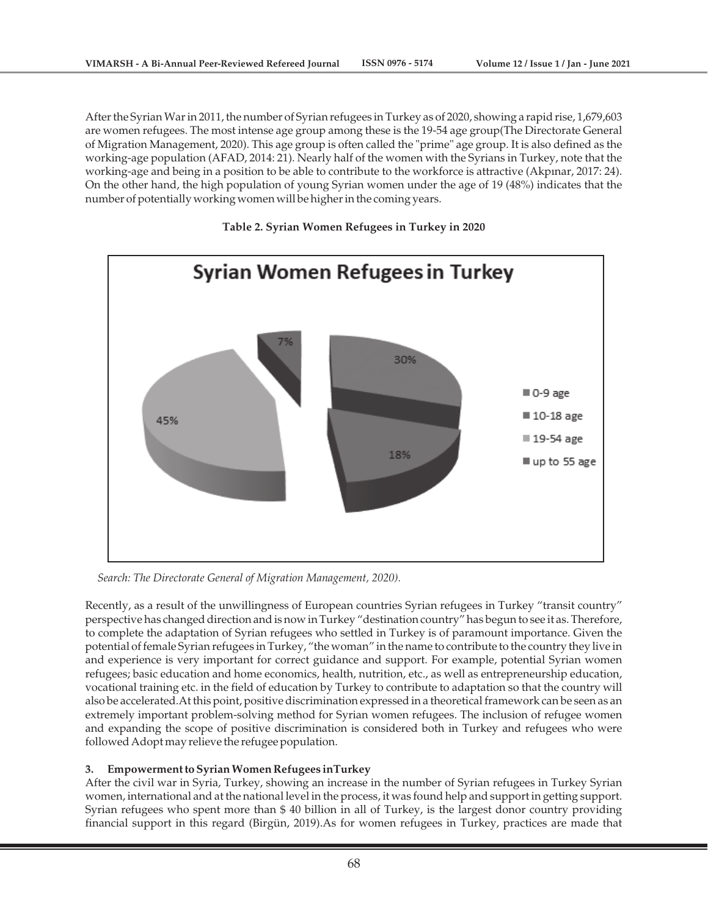After the Syrian War in 2011, the number of Syrian refugees in Turkey as of 2020, showing a rapid rise, 1,679,603 are women refugees. The most intense age group among these is the 19-54 age group(The Directorate General of Migration Management, 2020). This age group is often called the "prime" age group. It is also defined as the working-age population (AFAD, 2014: 21). Nearly half of the women with the Syrians in Turkey, note that the working-age and being in a position to be able to contribute to the workforce is attractive (Akpınar, 2017: 24). On the other hand, the high population of young Syrian women under the age of 19 (48%) indicates that the number of potentially working women will be higher in the coming years.

**Table 2. Syrian Women Refugees in Turkey in 2020**

Syrian Women Refugees in Turkey

| Age group | Share |
|---|---|
| 0-9 age | 30% |
| 10-18 age | 18% |
| 19-54 age | 45% |
| up to 55 age | 7% |

*Search: The Directorate General of Migration Management, 2020).*

Recently, as a result of the unwillingness of European countries Syrian refugees in Turkey "transit country" perspective has changed direction and is now in Turkey "destination country" has begun to see it as. Therefore, to complete the adaptation of Syrian refugees who settled in Turkey is of paramount importance. Given the potential of female Syrian refugees in Turkey, "the woman" in the name to contribute to the country they live in and experience is very important for correct guidance and support. For example, potential Syrian women refugees; basic education and home economics, health, nutrition, etc., as well as entrepreneurship education, vocational training etc. in the field of education by Turkey to contribute to adaptation so that the country will also be accelerated.At this point, positive discrimination expressed in a theoretical framework can be seen as an extremely important problem-solving method for Syrian women refugees. The inclusion of refugee women and expanding the scope of positive discrimination is considered both in Turkey and refugees who were followed Adopt may relieve the refugee population.

### 3. Empowerment to Syrian Women Refugees inTurkey

After the civil war in Syria, Turkey, showing an increase in the number of Syrian refugees in Turkey Syrian women, international and at the national level in the process, it was found help and support in getting support. Syrian refugees who spent more than $ 40 billion in all of Turkey, is the largest donor country providing financial support in this regard (Birgün, 2019).As for women refugees in Turkey, practices are made that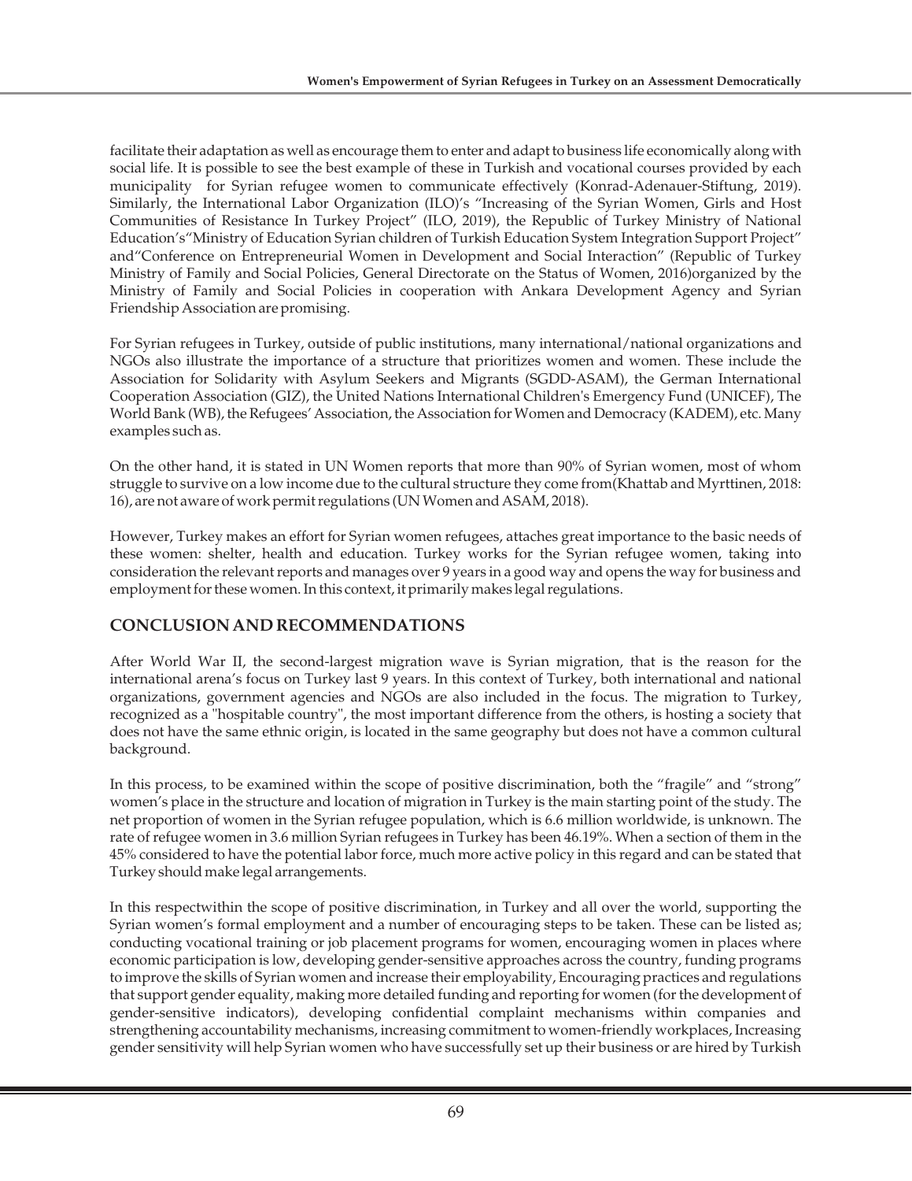facilitate their adaptation as well as encourage them to enter and adapt to business life economically along with social life. It is possible to see the best example of these in Turkish and vocational courses provided by each municipality for Syrian refugee women to communicate effectively (Konrad-Adenauer-Stiftung, 2019). Similarly, the International Labor Organization (ILO)'s "Increasing of the Syrian Women, Girls and Host Communities of Resistance In Turkey Project" (ILO, 2019), the Republic of Turkey Ministry of National Education's"Ministry of Education Syrian children of Turkish Education System Integration Support Project" and"Conference on Entrepreneurial Women in Development and Social Interaction" (Republic of Turkey Ministry of Family and Social Policies, General Directorate on the Status of Women, 2016)organized by the Ministry of Family and Social Policies in cooperation with Ankara Development Agency and Syrian Friendship Association are promising.

For Syrian refugees in Turkey, outside of public institutions, many international/national organizations and NGOs also illustrate the importance of a structure that prioritizes women and women. These include the Association for Solidarity with Asylum Seekers and Migrants (SGDD-ASAM), the German International Cooperation Association (GIZ), the United Nations International Children's Emergency Fund (UNICEF), The World Bank (WB), the Refugees' Association, the Association for Women and Democracy (KADEM), etc. Many examples such as.

On the other hand, it is stated in UN Women reports that more than 90% of Syrian women, most of whom struggle to survive on a low income due to the cultural structure they come from(Khattab and Myrttinen, 2018: 16), are not aware of work permit regulations (UN Women and ASAM, 2018).

However, Turkey makes an effort for Syrian women refugees, attaches great importance to the basic needs of these women: shelter, health and education. Turkey works for the Syrian refugee women, taking into consideration the relevant reports and manages over 9 years in a good way and opens the way for business and employment for these women. In this context, it primarily makes legal regulations.

## CONCLUSION AND RECOMMENDATIONS

After World War II, the second-largest migration wave is Syrian migration, that is the reason for the international arena's focus on Turkey last 9 years. In this context of Turkey, both international and national organizations, government agencies and NGOs are also included in the focus. The migration to Turkey, recognized as a "hospitable country", the most important difference from the others, is hosting a society that does not have the same ethnic origin, is located in the same geography but does not have a common cultural background.

In this process, to be examined within the scope of positive discrimination, both the "fragile" and "strong" women's place in the structure and location of migration in Turkey is the main starting point of the study. The net proportion of women in the Syrian refugee population, which is 6.6 million worldwide, is unknown. The rate of refugee women in 3.6 million Syrian refugees in Turkey has been 46.19%. When a section of them in the 45% considered to have the potential labor force, much more active policy in this regard and can be stated that Turkey should make legal arrangements.

In this respectwithin the scope of positive discrimination, in Turkey and all over the world, supporting the Syrian women's formal employment and a number of encouraging steps to be taken. These can be listed as; conducting vocational training or job placement programs for women, encouraging women in places where economic participation is low, developing gender-sensitive approaches across the country, funding programs to improve the skills of Syrian women and increase their employability, Encouraging practices and regulations that support gender equality, making more detailed funding and reporting for women (for the development of gender-sensitive indicators), developing confidential complaint mechanisms within companies and strengthening accountability mechanisms, increasing commitment to women-friendly workplaces, Increasing gender sensitivity will help Syrian women who have successfully set up their business or are hired by Turkish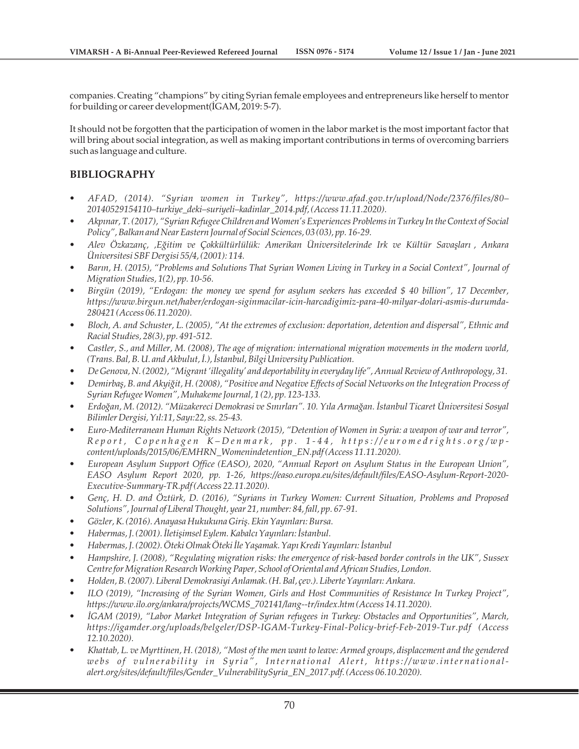companies. Creating "champions" by citing Syrian female employees and entrepreneurs like herself to mentor for building or career development(İGAM, 2019: 5-7).

It should not be forgotten that the participation of women in the labor market is the most important factor that will bring about social integration, as well as making important contributions in terms of overcoming barriers such as language and culture.

## BIBLIOGRAPHY

- *AFAD, (2014). "Syrian women in Turkey", https://www.afad.gov.tr/upload/Node/2376/files/80–20140529154110–turkiye_deki–suriyeli–kadinlar_2014.pdf, (Access 11.11.2020).*
- *Akpınar, T. (2017), "Syrian Refugee Children and Women's Experiences Problems in Turkey In the Context of Social Policy", Balkan and Near Eastern Journal of Social Sciences, 03 (03), pp. 16-29.*
- *Alev Özkazanç, ,Eğitim ve Çokkültürlülük: Amerikan Üniversitelerinde Irk ve Kültür Savaşları , Ankara Üniversitesi SBF Dergisi 55/4, (2001): 114.*
- *Barın, H. (2015), "Problems and Solutions That Syrian Women Living in Turkey in a Social Context", Journal of Migration Studies, 1(2), pp. 10-56.*
- *Birgün (2019), "Erdogan: the money we spend for asylum seekers has exceeded $ 40 billion", 17 December, https://www.birgun.net/haber/erdogan-siginmacilar-icin-harcadigimiz-para-40-milyar-dolari-asmis-durumda-280421 (Access 06.11.2020).*
- *Bloch, A. and Schuster, L. (2005), "At the extremes of exclusion: deportation, detention and dispersal", Ethnic and Racial Studies, 28(3), pp. 491-512.*
- *Castler, S., and Miller, M. (2008), The age of migration: international migration movements in the modern world, (Trans. Bal, B. U. and Akbulut, İ.), İstanbul, Bilgi University Publication.*
- *De Genova, N. (2002), "Migrant 'illegality' and deportability in everyday life", Annual Review of Anthropology, 31.*
- *Demirbaş, B. and Akyiğit, H. (2008), "Positive and Negative Effects of Social Networks on the Integration Process of Syrian Refugee Women", Muhakeme Journal, 1 (2), pp. 123-133.*
- *Erdoğan, M. (2012). "Müzakereci Demokrasi ve Sınırları". 10. Yıla Armağan. İstanbul Ticaret Üniversitesi Sosyal Bilimler Dergisi, Yıl:11, Sayı:22, ss. 25-43.*
- *Euro-Mediterranean Human Rights Network (2015), "Detention of Women in Syria: a weapon of war and terror", Report, Copenhagen K–Denmark, pp. 1-44, https://euromedrights.org/wp-content/uploads/2015/06/EMHRN_Womenindetention_EN.pdf (Access 11.11.2020).*
- *European Asylum Support Office (EASO), 2020, "Annual Report on Asylum Status in the European Union", EASO Asylum Report 2020, pp. 1-26, https://easo.europa.eu/sites/default/files/EASO-Asylum-Report-2020-Executive-Summary-TR.pdf (Access 22.11.2020).*
- *Genç, H. D. and Öztürk, D. (2016), "Syrians in Turkey Women: Current Situation, Problems and Proposed Solutions", Journal of Liberal Thought, year 21, number: 84, fall, pp. 67-91.*
- *Gözler, K. (2016). Anayasa Hukukuna Giriş. Ekin Yayınları: Bursa.*
- *Habermas, J. (2001). İletişimsel Eylem. Kabalcı Yayınları: İstanbul.*
- *Habermas, J. (2002). Öteki Olmak Öteki İle Yaşamak. Yapı Kredi Yayınları: İstanbul*
- *Hampshire, J. (2008), "Regulating migration risks: the emergence of risk-based border controls in the UK", Sussex Centre for Migration Research Working Paper, School of Oriental and African Studies, London.*
- *Holden, B. (2007). Liberal Demokrasiyi Anlamak. (H. Bal, çev.). Liberte Yayınları: Ankara.*
- *ILO (2019), "Increasing of the Syrian Women, Girls and Host Communities of Resistance In Turkey Project", https://www.ilo.org/ankara/projects/WCMS_702141/lang--tr/index.htm (Access 14.11.2020).*
- *İGAM (2019), "Labor Market Integration of Syrian refugees in Turkey: Obstacles and Opportunities", March, https://igamder.org/uploads/belgeler/DSP-IGAM-Turkey-Final-Policy-brief-Feb-2019-Tur.pdf (Access 12.10.2020).*
- *Khattab, L. ve Myrttinen, H. (2018), "Most of the men want to leave: Armed groups, displacement and the gendered webs of vulnerability in Syria", International Alert, https://www.international-alert.org/sites/default/files/Gender_VulnerabilitySyria_EN_2017.pdf. (Access 06.10.2020).*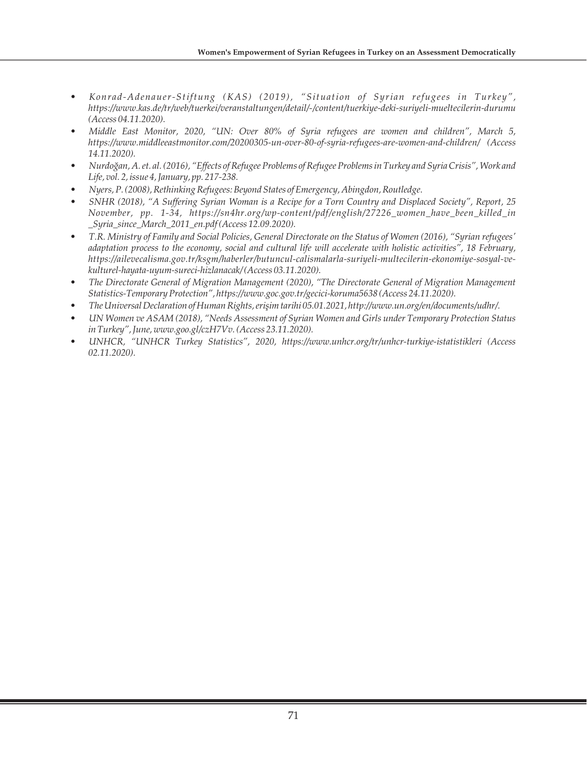- *Konrad-Adenauer-Stiftung (KAS) (2019), "Situation of Syrian refugees in Turkey", https://www.kas.de/tr/web/tuerkei/veranstaltungen/detail/-/content/tuerkiye-deki-suriyeli-mueltecilerin-durumu (Access 04.11.2020).*
- *Middle East Monitor, 2020, "UN: Over 80% of Syria refugees are women and children", March 5, https://www.middleeastmonitor.com/20200305-un-over-80-of-syria-refugees-are-women-and-children/ (Access 14.11.2020).*
- *Nurdoğan, A. et. al. (2016), "Effects of Refugee Problems of Refugee Problems in Turkey and Syria Crisis", Work and Life, vol. 2, issue 4, January, pp. 217-238.*
- *Nyers, P. (2008), Rethinking Refugees: Beyond States of Emergency, Abingdon, Routledge.*
- *SNHR (2018), "A Suffering Syrian Woman is a Recipe for a Torn Country and Displaced Society", Report, 25 November, pp. 1-34, https://sn4hr.org/wp-content/pdf/english/27226_women_have_been_killed_in _Syria_since_March_2011_en.pdf (Access 12.09.2020).*
- *T.R. Ministry of Family and Social Policies, General Directorate on the Status of Women (2016), "Syrian refugees' adaptation process to the economy, social and cultural life will accelerate with holistic activities", 18 February, https://ailevecalisma.gov.tr/ksgm/haberler/butuncul-calismalarla-suriyeli-multecilerin-ekonomiye-sosyal-ve-kulturel-hayata-uyum-sureci-hizlanacak/ (Access 03.11.2020).*
- *The Directorate General of Migration Management (2020), "The Directorate General of Migration Management Statistics-Temporary Protection", https://www.goc.gov.tr/gecici-koruma5638 (Access 24.11.2020).*
- *The Universal Declaration of Human Rights, erişim tarihi 05.01.2021, http://www.un.org/en/documents/udhr/.*
- *UN Women ve ASAM (2018), "Needs Assessment of Syrian Women and Girls under Temporary Protection Status in Turkey", June, www.goo.gl/czH7Vv. (Access 23.11.2020).*
- *UNHCR, "UNHCR Turkey Statistics", 2020, https://www.unhcr.org/tr/unhcr-turkiye-istatistikleri (Access 02.11.2020).*